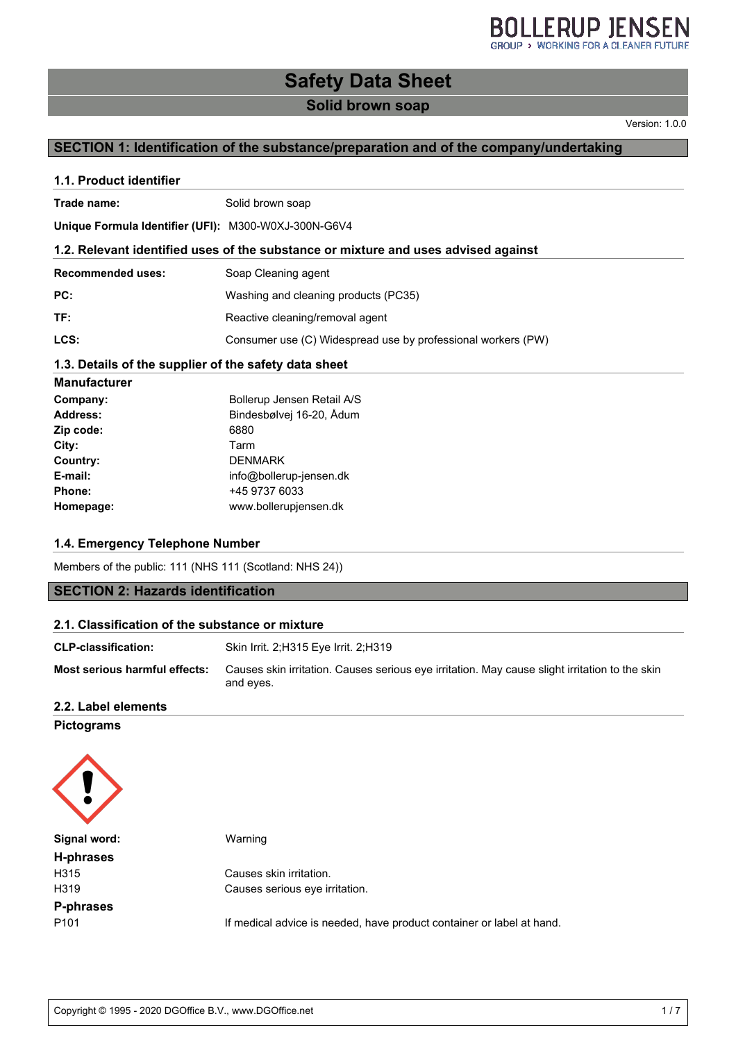# Safety Data Sheet

## Solid brown soap

Version: 1.0.0

## SECTION 1: Identification of the substance/preparation and of the company/undertaking

### 1.1. Product identifier

| | |
|---|---|
| **Trade name:** | Solid brown soap |
| **Unique Formula Identifier (UFI):** | M300-W0XJ-300N-G6V4 |

### 1.2. Relevant identified uses of the substance or mixture and uses advised against

| | |
|---|---|
| **Recommended uses:** | Soap Cleaning agent |
| **PC:** | Washing and cleaning products (PC35) |
| **TF:** | Reactive cleaning/removal agent |
| **LCS:** | Consumer use (C) Widespread use by professional workers (PW) |

### 1.3. Details of the supplier of the safety data sheet

**Manufacturer**

| | |
|---|---|
| **Company:** | Bollerup Jensen Retail A/S |
| **Address:** | Bindesbølvej 16-20, Ådum |
| **Zip code:** | 6880 |
| **City:** | Tarm |
| **Country:** | DENMARK |
| **E-mail:** | info@bollerup-jensen.dk |
| **Phone:** | +45 9737 6033 |
| **Homepage:** | www.bollerupjensen.dk |

### 1.4. Emergency Telephone Number

Members of the public: 111 (NHS 111 (Scotland: NHS 24))

## SECTION 2: Hazards identification

### 2.1. Classification of the substance or mixture

| | |
|---|---|
| **CLP-classification:** | Skin Irrit. 2;H315 Eye Irrit. 2;H319 |
| **Most serious harmful effects:** | Causes skin irritation. Causes serious eye irritation. May cause slight irritation to the skin and eyes. |

### 2.2. Label elements

**Pictograms**

**Signal word:** Warning

**H-phrases**

| | |
|---|---|
| H315 | Causes skin irritation. |
| H319 | Causes serious eye irritation. |

**P-phrases**

| | |
|---|---|
| P101 | If medical advice is needed, have product container or label at hand. |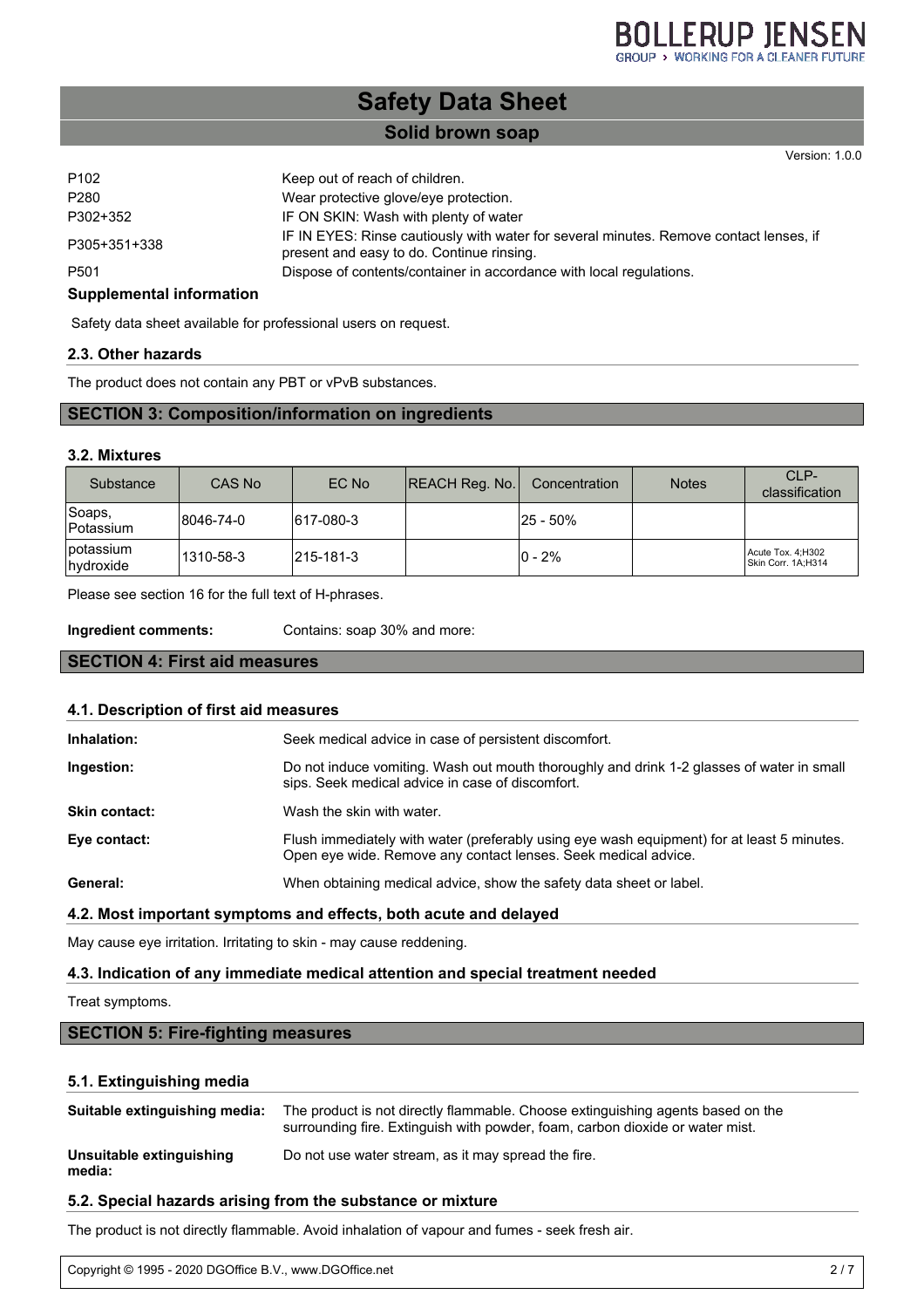| | |
|---|---|
| P102 | Keep out of reach of children. |
| P280 | Wear protective glove/eye protection. |
| P302+352 | IF ON SKIN: Wash with plenty of water |
| P305+351+338 | IF IN EYES: Rinse cautiously with water for several minutes. Remove contact lenses, if present and easy to do. Continue rinsing. |
| P501 | Dispose of contents/container in accordance with local regulations. |

**Supplemental information**

Safety data sheet available for professional users on request.

### 2.3. Other hazards

The product does not contain any PBT or vPvB substances.

## SECTION 3: Composition/information on ingredients

### 3.2. Mixtures

| Substance | CAS No | EC No | REACH Reg. No. | Concentration | Notes | CLP-classification |
|---|---|---|---|---|---|---|
| Soaps, Potassium | 8046-74-0 | 617-080-3 | | 25 - 50% | | |
| potassium hydroxide | 1310-58-3 | 215-181-3 | | 0 - 2% | | Acute Tox. 4;H302 Skin Corr. 1A;H314 |

Please see section 16 for the full text of H-phrases.

**Ingredient comments:** Contains: soap 30% and more:

## SECTION 4: First aid measures

### 4.1. Description of first aid measures

**Inhalation:** Seek medical advice in case of persistent discomfort.

**Ingestion:** Do not induce vomiting. Wash out mouth thoroughly and drink 1-2 glasses of water in small sips. Seek medical advice in case of discomfort.

**Skin contact:** Wash the skin with water.

**Eye contact:** Flush immediately with water (preferably using eye wash equipment) for at least 5 minutes. Open eye wide. Remove any contact lenses. Seek medical advice.

**General:** When obtaining medical advice, show the safety data sheet or label.

### 4.2. Most important symptoms and effects, both acute and delayed

May cause eye irritation. Irritating to skin - may cause reddening.

### 4.3. Indication of any immediate medical attention and special treatment needed

Treat symptoms.

## SECTION 5: Fire-fighting measures

### 5.1. Extinguishing media

**Suitable extinguishing media:** The product is not directly flammable. Choose extinguishing agents based on the surrounding fire. Extinguish with powder, foam, carbon dioxide or water mist.

**Unsuitable extinguishing media:** Do not use water stream, as it may spread the fire.

### 5.2. Special hazards arising from the substance or mixture

The product is not directly flammable. Avoid inhalation of vapour and fumes - seek fresh air.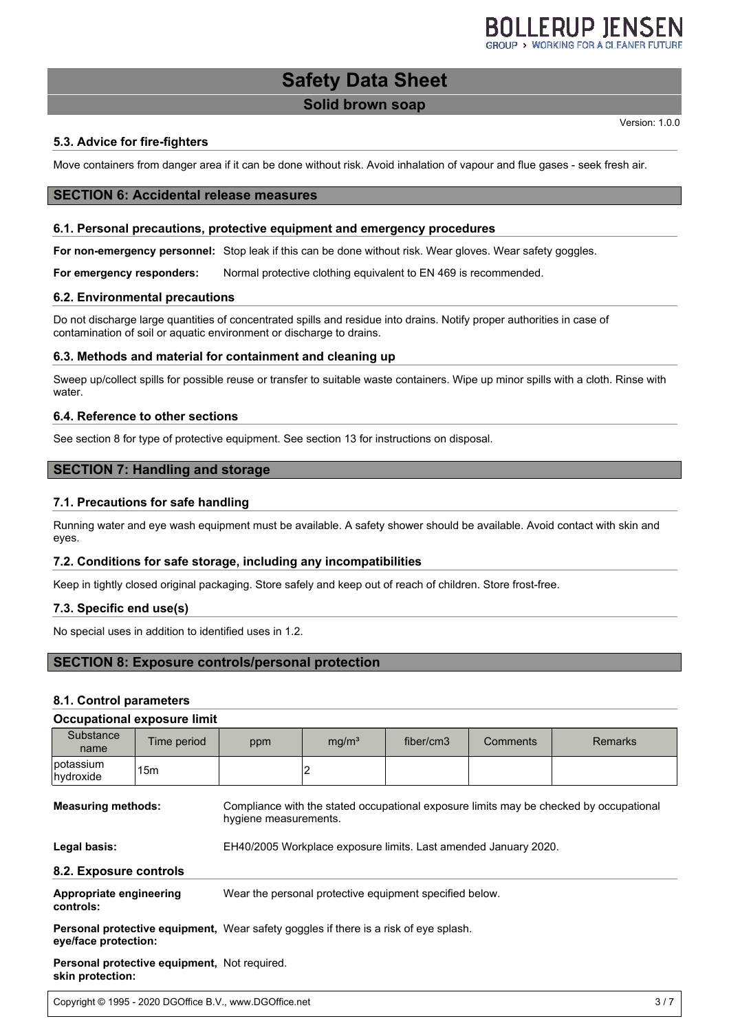### 5.3. Advice for fire-fighters

Move containers from danger area if it can be done without risk. Avoid inhalation of vapour and flue gases - seek fresh air.

## SECTION 6: Accidental release measures

### 6.1. Personal precautions, protective equipment and emergency procedures

**For non-emergency personnel:** Stop leak if this can be done without risk. Wear gloves. Wear safety goggles.

**For emergency responders:** Normal protective clothing equivalent to EN 469 is recommended.

### 6.2. Environmental precautions

Do not discharge large quantities of concentrated spills and residue into drains. Notify proper authorities in case of contamination of soil or aquatic environment or discharge to drains.

### 6.3. Methods and material for containment and cleaning up

Sweep up/collect spills for possible reuse or transfer to suitable waste containers. Wipe up minor spills with a cloth. Rinse with water.

### 6.4. Reference to other sections

See section 8 for type of protective equipment. See section 13 for instructions on disposal.

## SECTION 7: Handling and storage

### 7.1. Precautions for safe handling

Running water and eye wash equipment must be available. A safety shower should be available. Avoid contact with skin and eyes.

### 7.2. Conditions for safe storage, including any incompatibilities

Keep in tightly closed original packaging. Store safely and keep out of reach of children. Store frost-free.

### 7.3. Specific end use(s)

No special uses in addition to identified uses in 1.2.

## SECTION 8: Exposure controls/personal protection

### 8.1. Control parameters

**Occupational exposure limit**

| Substance name | Time period | ppm | mg/m³ | fiber/cm3 | Comments | Remarks |
|---|---|---|---|---|---|---|
| potassium hydroxide | 15m | | 2 | | | |

**Measuring methods:** Compliance with the stated occupational exposure limits may be checked by occupational hygiene measurements.

**Legal basis:** EH40/2005 Workplace exposure limits. Last amended January 2020.

### 8.2. Exposure controls

**Appropriate engineering controls:** Wear the personal protective equipment specified below.

**Personal protective equipment, eye/face protection:** Wear safety goggles if there is a risk of eye splash.

**Personal protective equipment, skin protection:** Not required.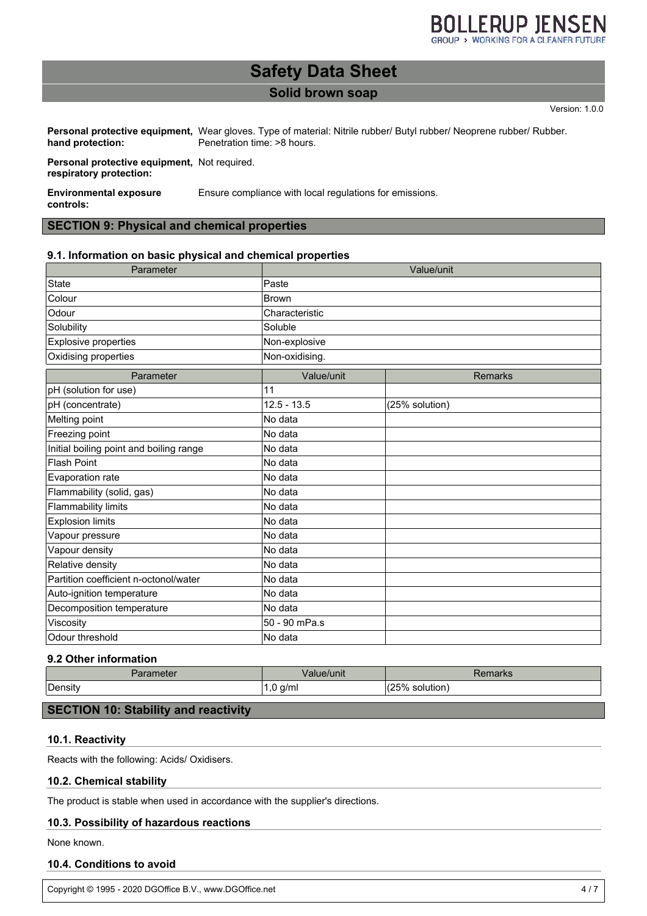**Personal protective equipment, hand protection:** Wear gloves. Type of material: Nitrile rubber/ Butyl rubber/ Neoprene rubber/ Rubber. Penetration time: >8 hours.

**Personal protective equipment, respiratory protection:** Not required.

**Environmental exposure controls:** Ensure compliance with local regulations for emissions.

## SECTION 9: Physical and chemical properties

### 9.1. Information on basic physical and chemical properties

| Parameter | Value/unit |
|---|---|
| State | Paste |
| Colour | Brown |
| Odour | Characteristic |
| Solubility | Soluble |
| Explosive properties | Non-explosive |
| Oxidising properties | Non-oxidising. |

| Parameter | Value/unit | Remarks |
|---|---|---|
| pH (solution for use) | 11 | |
| pH (concentrate) | 12.5 - 13.5 | (25% solution) |
| Melting point | No data | |
| Freezing point | No data | |
| Initial boiling point and boiling range | No data | |
| Flash Point | No data | |
| Evaporation rate | No data | |
| Flammability (solid, gas) | No data | |
| Flammability limits | No data | |
| Explosion limits | No data | |
| Vapour pressure | No data | |
| Vapour density | No data | |
| Relative density | No data | |
| Partition coefficient n-octonol/water | No data | |
| Auto-ignition temperature | No data | |
| Decomposition temperature | No data | |
| Viscosity | 50 - 90 mPa.s | |
| Odour threshold | No data | |

### 9.2 Other information

| Parameter | Value/unit | Remarks |
|---|---|---|
| Density | 1,0 g/ml | (25% solution) |

## SECTION 10: Stability and reactivity

### 10.1. Reactivity

Reacts with the following: Acids/ Oxidisers.

### 10.2. Chemical stability

The product is stable when used in accordance with the supplier's directions.

### 10.3. Possibility of hazardous reactions

None known.

### 10.4. Conditions to avoid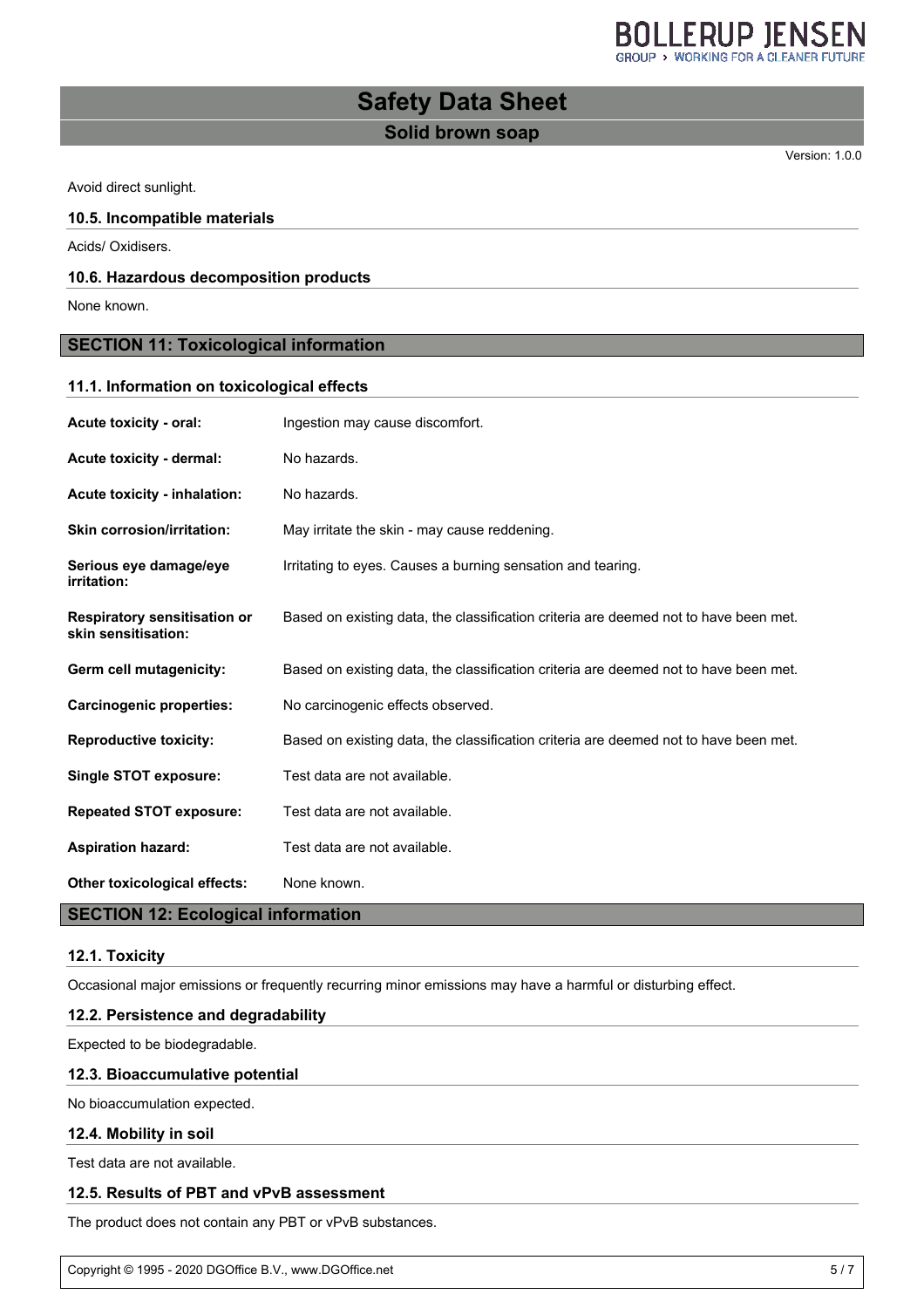Avoid direct sunlight.

### 10.5. Incompatible materials

Acids/ Oxidisers.

### 10.6. Hazardous decomposition products

None known.

## SECTION 11: Toxicological information

### 11.1. Information on toxicological effects

| | |
|---|---|
| **Acute toxicity - oral:** | Ingestion may cause discomfort. |
| **Acute toxicity - dermal:** | No hazards. |
| **Acute toxicity - inhalation:** | No hazards. |
| **Skin corrosion/irritation:** | May irritate the skin - may cause reddening. |
| **Serious eye damage/eye irritation:** | Irritating to eyes. Causes a burning sensation and tearing. |
| **Respiratory sensitisation or skin sensitisation:** | Based on existing data, the classification criteria are deemed not to have been met. |
| **Germ cell mutagenicity:** | Based on existing data, the classification criteria are deemed not to have been met. |
| **Carcinogenic properties:** | No carcinogenic effects observed. |
| **Reproductive toxicity:** | Based on existing data, the classification criteria are deemed not to have been met. |
| **Single STOT exposure:** | Test data are not available. |
| **Repeated STOT exposure:** | Test data are not available. |
| **Aspiration hazard:** | Test data are not available. |
| **Other toxicological effects:** | None known. |

## SECTION 12: Ecological information

### 12.1. Toxicity

Occasional major emissions or frequently recurring minor emissions may have a harmful or disturbing effect.

### 12.2. Persistence and degradability

Expected to be biodegradable.

### 12.3. Bioaccumulative potential

No bioaccumulation expected.

### 12.4. Mobility in soil

Test data are not available.

### 12.5. Results of PBT and vPvB assessment

The product does not contain any PBT or vPvB substances.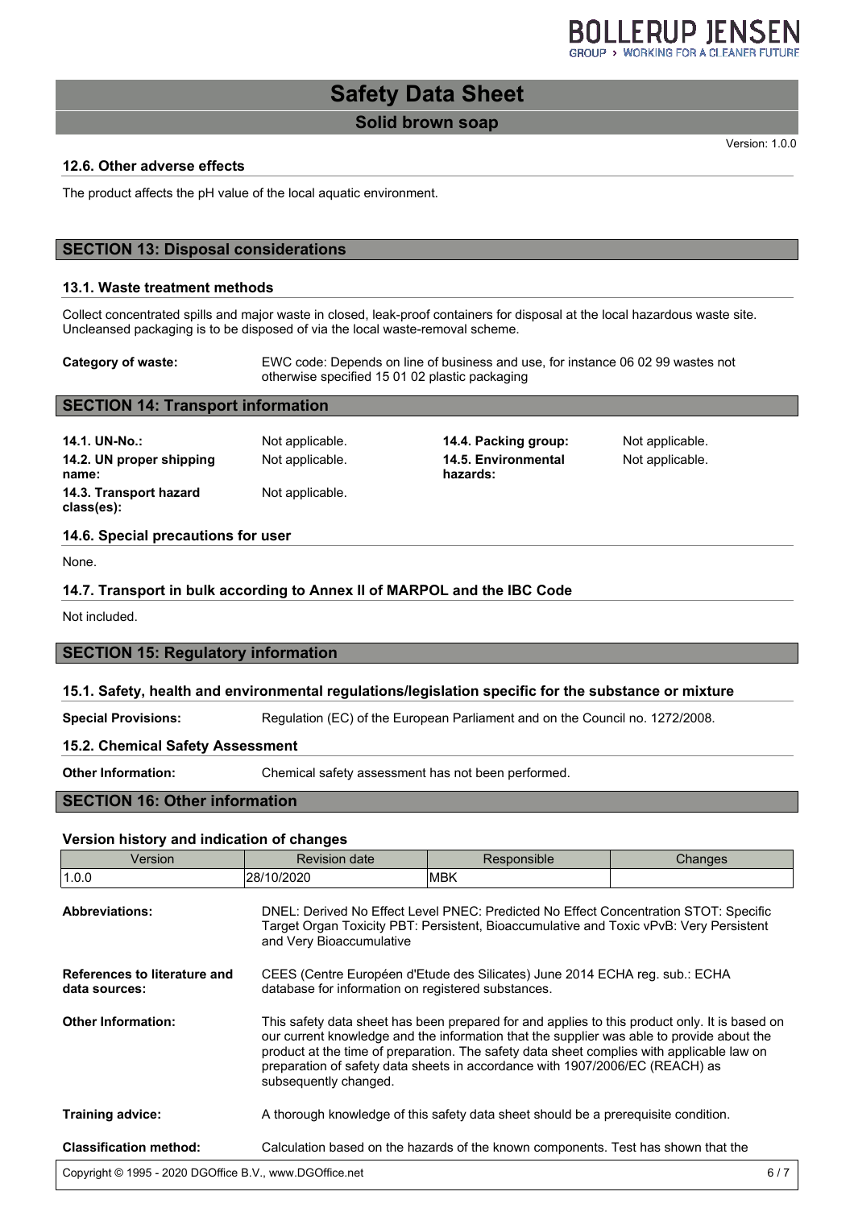### 12.6. Other adverse effects

The product affects the pH value of the local aquatic environment.

## SECTION 13: Disposal considerations

### 13.1. Waste treatment methods

Collect concentrated spills and major waste in closed, leak-proof containers for disposal at the local hazardous waste site. Uncleansed packaging is to be disposed of via the local waste-removal scheme.

**Category of waste:** EWC code: Depends on line of business and use, for instance 06 02 99 wastes not otherwise specified 15 01 02 plastic packaging

## SECTION 14: Transport information

**14.1. UN-No.:** Not applicable.

**14.2. UN proper shipping name:** Not applicable.

**14.3. Transport hazard class(es):** Not applicable.

**14.4. Packing group:** Not applicable.

**14.5. Environmental hazards:** Not applicable.

### 14.6. Special precautions for user

None.

### 14.7. Transport in bulk according to Annex II of MARPOL and the IBC Code

Not included.

## SECTION 15: Regulatory information

### 15.1. Safety, health and environmental regulations/legislation specific for the substance or mixture

**Special Provisions:** Regulation (EC) of the European Parliament and on the Council no. 1272/2008.

### 15.2. Chemical Safety Assessment

**Other Information:** Chemical safety assessment has not been performed.

## SECTION 16: Other information

### Version history and indication of changes

| Version | Revision date | Responsible | Changes |
|---|---|---|---|
| 1.0.0 | 28/10/2020 | MBK | |

**Abbreviations:** DNEL: Derived No Effect Level PNEC: Predicted No Effect Concentration STOT: Specific Target Organ Toxicity PBT: Persistent, Bioaccumulative and Toxic vPvB: Very Persistent and Very Bioaccumulative

**References to literature and data sources:** CEES (Centre Européen d'Etude des Silicates) June 2014 ECHA reg. sub.: ECHA database for information on registered substances.

**Other Information:** This safety data sheet has been prepared for and applies to this product only. It is based on our current knowledge and the information that the supplier was able to provide about the product at the time of preparation. The safety data sheet complies with applicable law on preparation of safety data sheets in accordance with 1907/2006/EC (REACH) as subsequently changed.

**Training advice:** A thorough knowledge of this safety data sheet should be a prerequisite condition.

**Classification method:** Calculation based on the hazards of the known components. Test has shown that the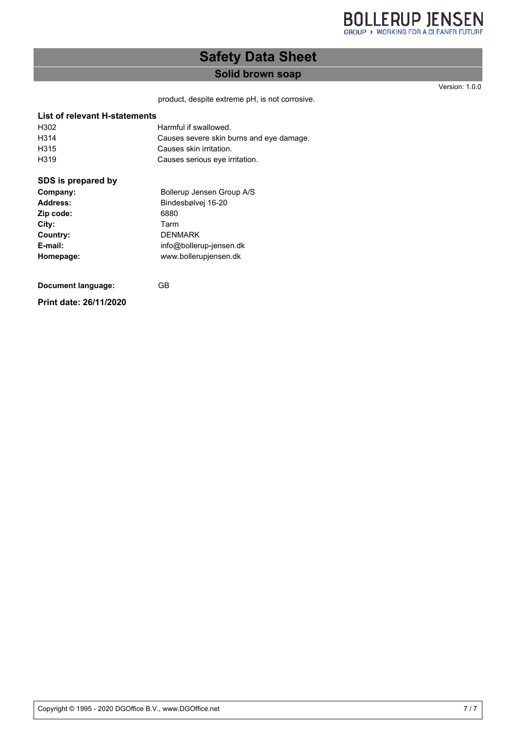product, despite extreme pH, is not corrosive.

### List of relevant H-statements

| | |
|---|---|
| H302 | Harmful if swallowed. |
| H314 | Causes severe skin burns and eye damage. |
| H315 | Causes skin irritation. |
| H319 | Causes serious eye irritation. |

### SDS is prepared by

| | |
|---|---|
| **Company:** | Bollerup Jensen Group A/S |
| **Address:** | Bindesbølvej 16-20 |
| **Zip code:** | 6880 |
| **City:** | Tarm |
| **Country:** | DENMARK |
| **E-mail:** | info@bollerup-jensen.dk |
| **Homepage:** | www.bollerupjensen.dk |

**Document language:** GB

**Print date: 26/11/2020**